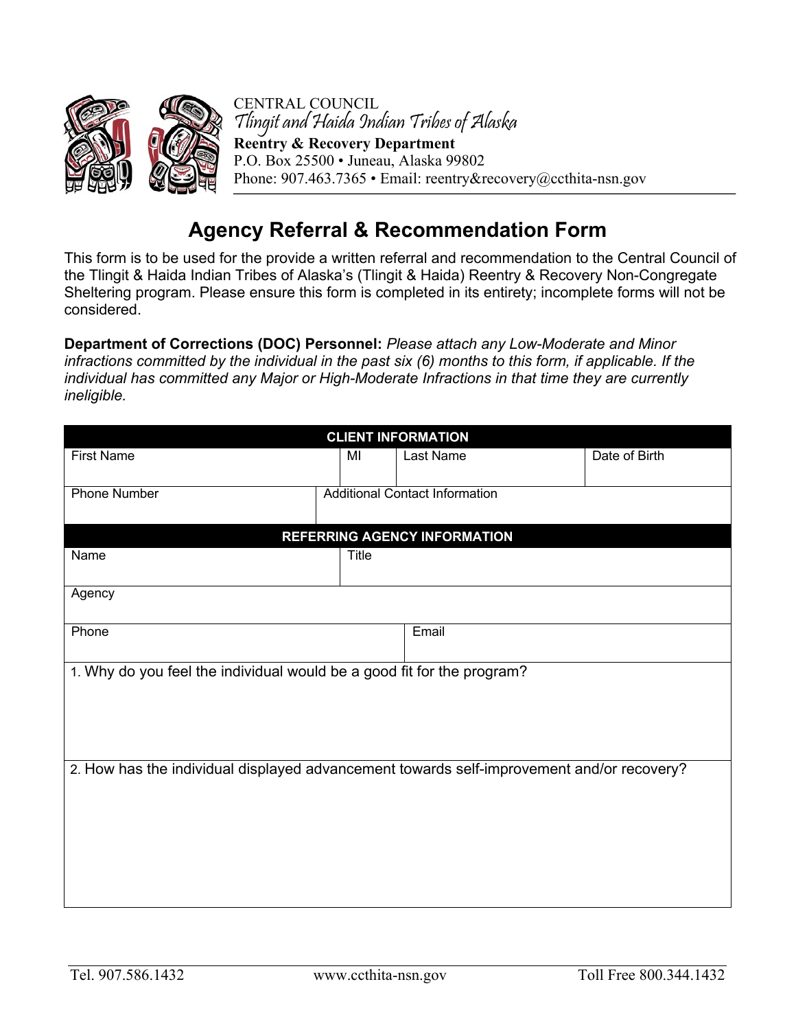CENTRAL COUNCIL
Tlingit and Haida Indian Tribes of Alaska
**Reentry & Recovery Department**
P.O. Box 25500 • Juneau, Alaska 99802
Phone: 907.463.7365 • Email: reentry&recovery@ccthita-nsn.gov

# Agency Referral & Recommendation Form

This form is to be used for the provide a written referral and recommendation to the Central Council of the Tlingit & Haida Indian Tribes of Alaska's (Tlingit & Haida) Reentry & Recovery Non-Congregate Sheltering program. Please ensure this form is completed in its entirety; incomplete forms will not be considered.

**Department of Corrections (DOC) Personnel:** *Please attach any Low-Moderate and Minor infractions committed by the individual in the past six (6) months to this form, if applicable. If the individual has committed any Major or High-Moderate Infractions in that time they are currently ineligible.*

| **CLIENT INFORMATION** | | | |
|---|---|---|---|
| First Name | MI | Last Name | Date of Birth |
| Phone Number | Additional Contact Information | | |
| **REFERRING AGENCY INFORMATION** | | | |
| Name | Title | | |
| Agency | | | |
| Phone | Email | | |
| 1. Why do you feel the individual would be a good fit for the program? | | | |
| 2. How has the individual displayed advancement towards self-improvement and/or recovery? | | | |

Tel. 907.586.1432 www.ccthita-nsn.gov Toll Free 800.344.1432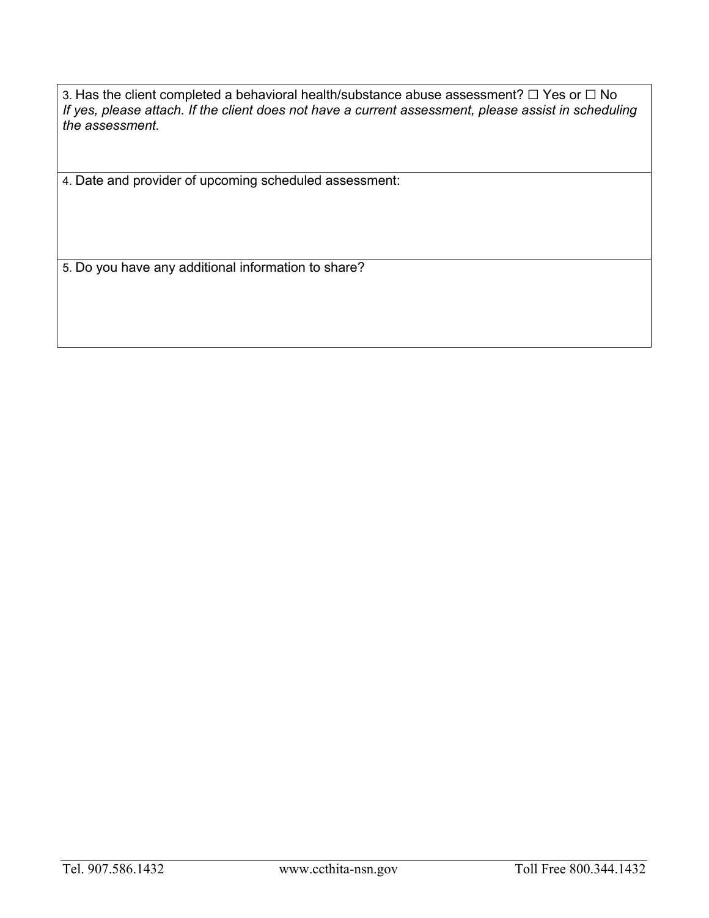3. Has the client completed a behavioral health/substance abuse assessment? ☐ Yes or ☐ No
*If yes, please attach. If the client does not have a current assessment, please assist in scheduling the assessment.*

4. Date and provider of upcoming scheduled assessment:

5. Do you have any additional information to share?